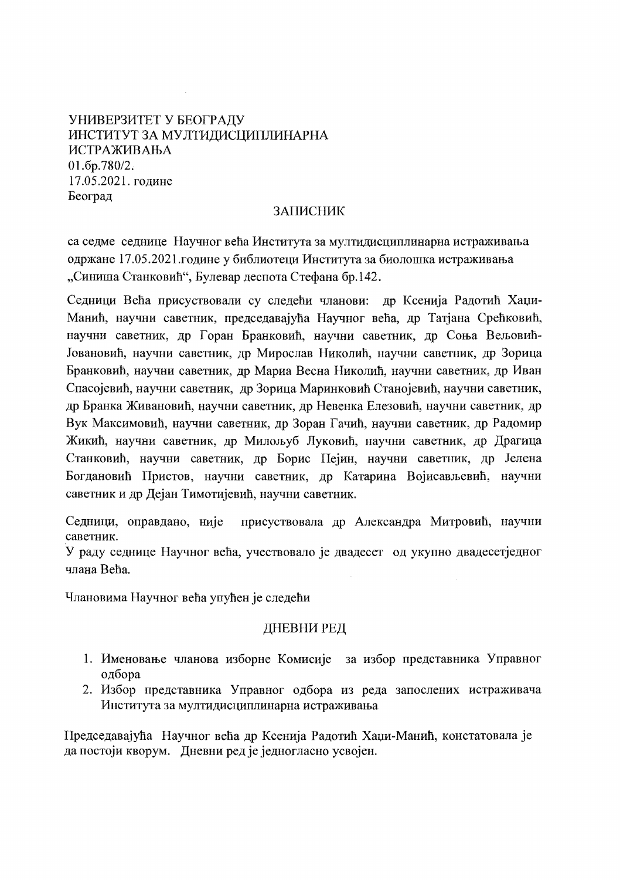УНИВЕРЗИТЕТ У БЕОГРАДУ
ИНСТИТУТ ЗА МУЛТИДИСЦИПЛИНАРНА ИСТРАЖИВАЊА
01.бр.780/2.
17.05.2021. године
Београд

## ЗАПИСНИК

са седме седнице Научног већа Института за мултидисциплинарна истраживања одржане 17.05.2021.године у библиотеци Института за биолошка истраживања „Синиша Станковић", Булевар деспота Стефана бр.142.

Седници Већа присуствовали су следећи чланови: др Ксенија Радотић Хаџи-Манић, научни саветник, председавајућа Научног већа, др Татјана Срећковић, научни саветник, др Горан Бранковић, научни саветник, др Соња Вељовић-Јовановић, научни саветник, др Мирослав Николић, научни саветник, др Зорица Бранковић, научни саветник, др Мариа Весна Николић, научни саветник, др Иван Спасојевић, научни саветник, др Зорица Маринковић Станојевић, научни саветник, др Бранка Живановић, научни саветник, др Невенка Елезовић, научни саветник, др Вук Максимовић, научни саветник, др Зоран Гачић, научни саветник, др Радомир Жикић, научни саветник, др Миљоуб Луковић, научни саветник, др Драгица Станковић, научни саветник, др Борис Пејин, научни саветник, др Јелена Богдановић Пристов, научни саветник, др Катарина Војисављевић, научни саветник и др Дејан Тимотијевић, научни саветник.

Седници, оправдано, није присуствовала др Александра Митровић, научни саветник.
У раду седнице Научног већа, учествовало је двадесет од укупно двадесетједног члана Већа.

Члановима Научног већа упућен је следећи

## ДНЕВНИ РЕД

1. Именовање чланова изборне Комисије за избор представника Управног одбора
2. Избор представника Управног одбора из реда запослених истраживача Института за мултидисциплинарна истраживања

Председавајућа Научног већа др Ксенија Радотић Хаџи-Манић, констатовала је да постоји кворум. Дневни ред је једногласно усвојен.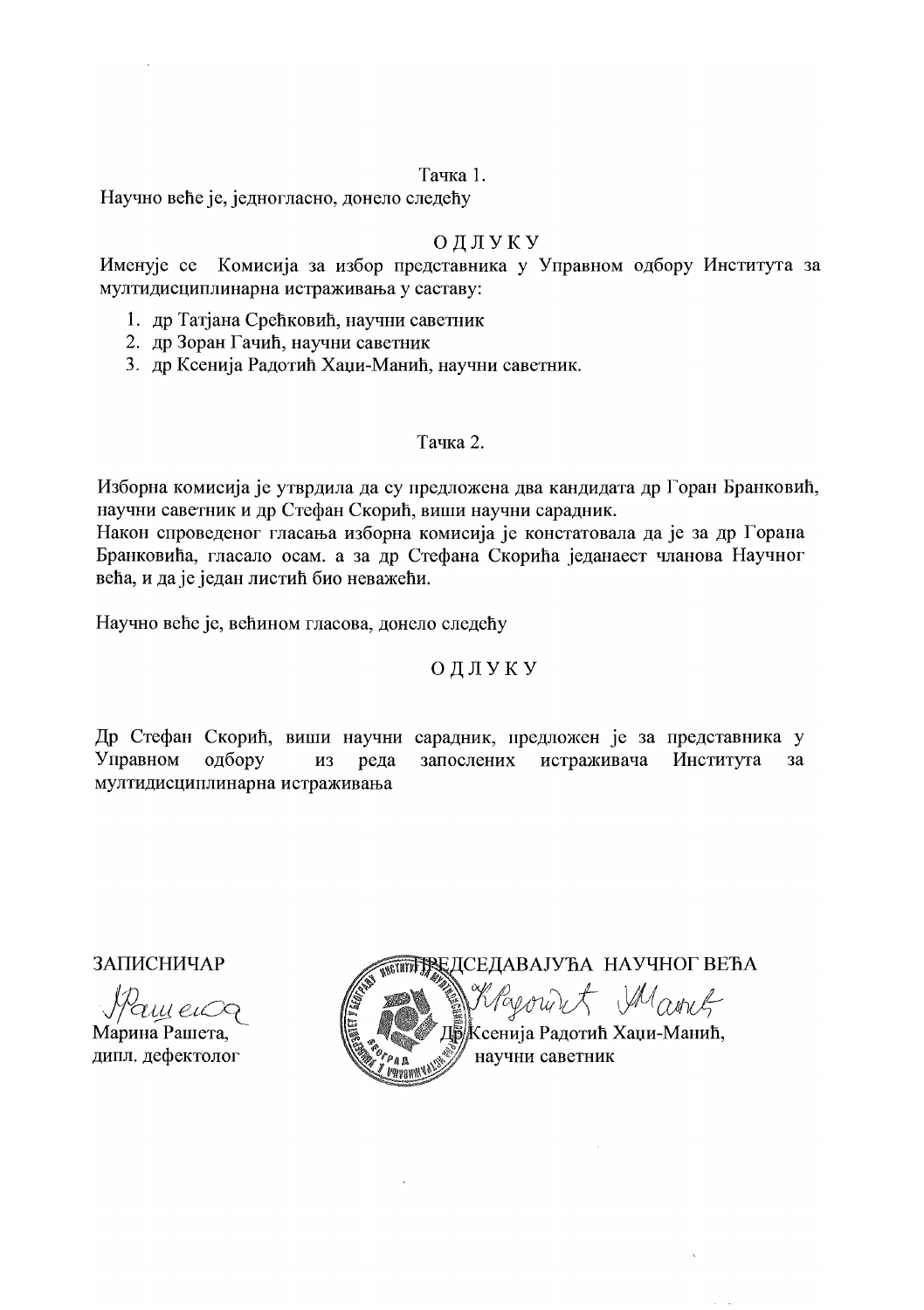Тачка 1.

Научно веће је, једногласно, донело следећу

ОДЛУКУ

Именује се Комисија за избор представника у Управном одбору Института за мултидисциплинарна истраживања у саставу:

1. др Татјана Срећковић, научни саветник
2. др Зоран Гачић, научни саветник
3. др Ксенија Радотић Хаџи-Манић, научни саветник.

Тачка 2.

Изборна комисија је утврдила да су предложена два кандидата др Горан Бранковић, научни саветник и др Стефан Скорић, виши научни сарадник.
Након спроведеног гласања изборна комисија је констатовала да је за др Горана Бранковића, гласало осам. а за др Стефана Скорића једанаест чланова Научног већа, и да је један листић био неважећи.

Научно веће је, већином гласова, донело следећу

ОДЛУКУ

Др Стефан Скорић, виши научни сарадник, предложен је за представника у Управном одбору из реда запослених истраживача Института за мултидисциплинарна истраживања

ЗАПИСНИЧАР

Марина Рашета,
дипл. дефектолог

ПРЕДСЕДАВАЈУЋА НАУЧНОГ ВЕЋА

Др Ксенија Радотић Хаџи-Манић,
научни саветник